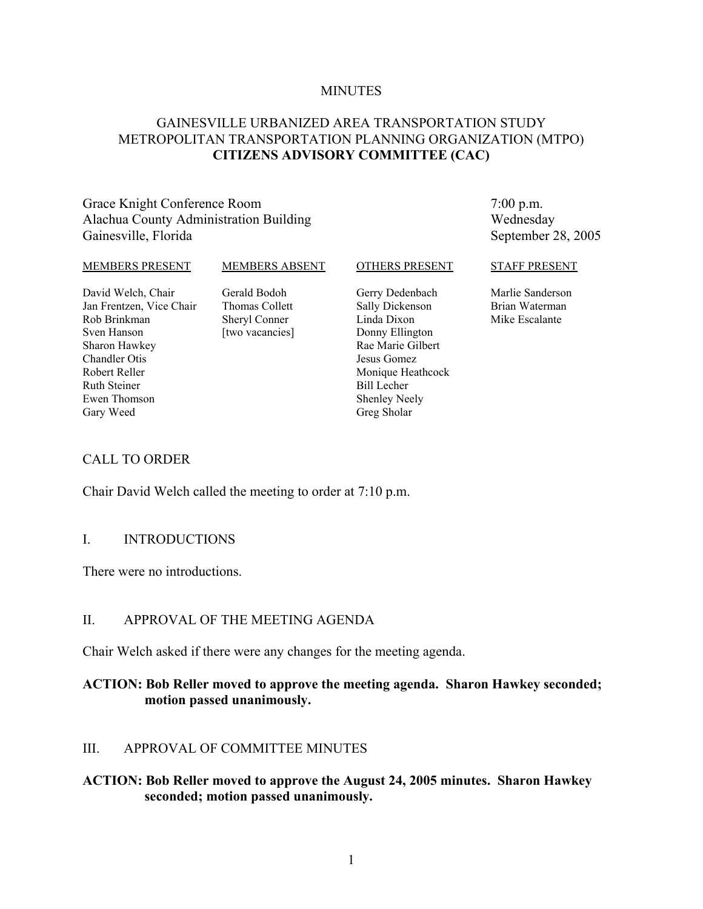MINUTES

# GAINESVILLE URBANIZED AREA TRANSPORTATION STUDY METROPOLITAN TRANSPORTATION PLANNING ORGANIZATION (MTPO) CITIZENS ADVISORY COMMITTEE (CAC)

Grace Knight Conference Room
Alachua County Administration Building
Gainesville, Florida

7:00 p.m.
Wednesday
September 28, 2005

| MEMBERS PRESENT | MEMBERS ABSENT | OTHERS PRESENT | STAFF PRESENT |
|---|---|---|---|
| David Welch, Chair | Gerald Bodoh | Gerry Dedenbach | Marlie Sanderson |
| Jan Frentzen, Vice Chair | Thomas Collett | Sally Dickenson | Brian Waterman |
| Rob Brinkman | Sheryl Conner | Linda Dixon | Mike Escalante |
| Sven Hanson | [two vacancies] | Donny Ellington | |
| Sharon Hawkey | | Rae Marie Gilbert | |
| Chandler Otis | | Jesus Gomez | |
| Robert Reller | | Monique Heathcock | |
| Ruth Steiner | | Bill Lecher | |
| Ewen Thomson | | Shenley Neely | |
| Gary Weed | | Greg Sholar | |

## CALL TO ORDER

Chair David Welch called the meeting to order at 7:10 p.m.

## I. INTRODUCTIONS

There were no introductions.

## II. APPROVAL OF THE MEETING AGENDA

Chair Welch asked if there were any changes for the meeting agenda.

**ACTION: Bob Reller moved to approve the meeting agenda. Sharon Hawkey seconded; motion passed unanimously.**

## III. APPROVAL OF COMMITTEE MINUTES

**ACTION: Bob Reller moved to approve the August 24, 2005 minutes. Sharon Hawkey seconded; motion passed unanimously.**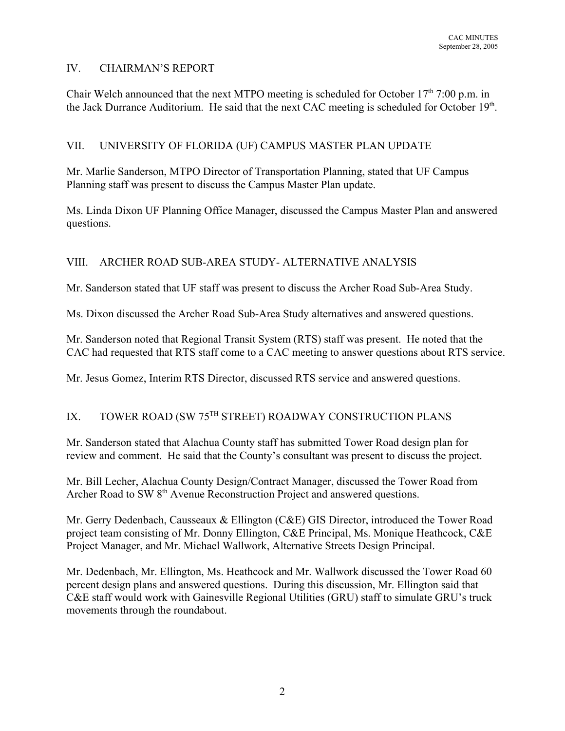## IV. CHAIRMAN'S REPORT

Chair Welch announced that the next MTPO meeting is scheduled for October 17th 7:00 p.m. in the Jack Durrance Auditorium. He said that the next CAC meeting is scheduled for October 19th.

## VII. UNIVERSITY OF FLORIDA (UF) CAMPUS MASTER PLAN UPDATE

Mr. Marlie Sanderson, MTPO Director of Transportation Planning, stated that UF Campus Planning staff was present to discuss the Campus Master Plan update.

Ms. Linda Dixon UF Planning Office Manager, discussed the Campus Master Plan and answered questions.

## VIII. ARCHER ROAD SUB-AREA STUDY- ALTERNATIVE ANALYSIS

Mr. Sanderson stated that UF staff was present to discuss the Archer Road Sub-Area Study.

Ms. Dixon discussed the Archer Road Sub-Area Study alternatives and answered questions.

Mr. Sanderson noted that Regional Transit System (RTS) staff was present. He noted that the CAC had requested that RTS staff come to a CAC meeting to answer questions about RTS service.

Mr. Jesus Gomez, Interim RTS Director, discussed RTS service and answered questions.

## IX. TOWER ROAD (SW 75TH STREET) ROADWAY CONSTRUCTION PLANS

Mr. Sanderson stated that Alachua County staff has submitted Tower Road design plan for review and comment. He said that the County's consultant was present to discuss the project.

Mr. Bill Lecher, Alachua County Design/Contract Manager, discussed the Tower Road from Archer Road to SW 8th Avenue Reconstruction Project and answered questions.

Mr. Gerry Dedenbach, Causseaux & Ellington (C&E) GIS Director, introduced the Tower Road project team consisting of Mr. Donny Ellington, C&E Principal, Ms. Monique Heathcock, C&E Project Manager, and Mr. Michael Wallwork, Alternative Streets Design Principal.

Mr. Dedenbach, Mr. Ellington, Ms. Heathcock and Mr. Wallwork discussed the Tower Road 60 percent design plans and answered questions. During this discussion, Mr. Ellington said that C&E staff would work with Gainesville Regional Utilities (GRU) staff to simulate GRU's truck movements through the roundabout.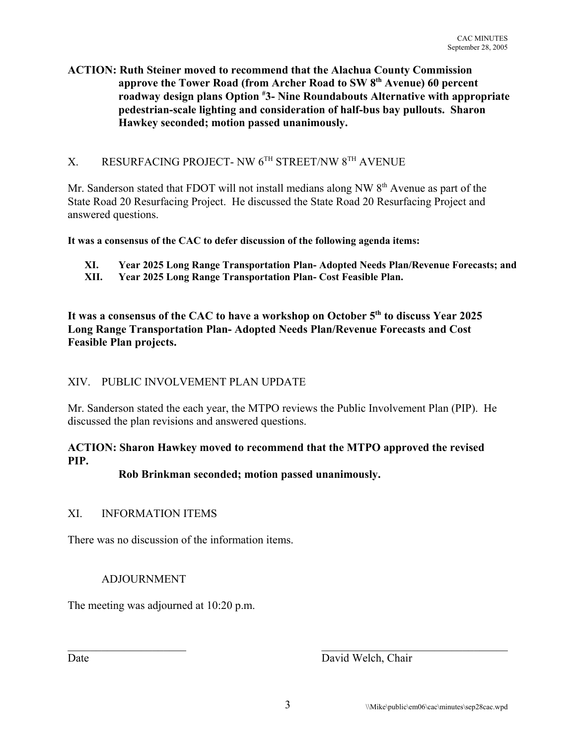**ACTION: Ruth Steiner moved to recommend that the Alachua County Commission approve the Tower Road (from Archer Road to SW 8th Avenue) 60 percent roadway design plans Option #3- Nine Roundabouts Alternative with appropriate pedestrian-scale lighting and consideration of half-bus bay pullouts. Sharon Hawkey seconded; motion passed unanimously.**

## X. RESURFACING PROJECT- NW 6TH STREET/NW 8TH AVENUE

Mr. Sanderson stated that FDOT will not install medians along NW 8th Avenue as part of the State Road 20 Resurfacing Project. He discussed the State Road 20 Resurfacing Project and answered questions.

**It was a consensus of the CAC to defer discussion of the following agenda items:**

**XI. Year 2025 Long Range Transportation Plan- Adopted Needs Plan/Revenue Forecasts; and**
**XII. Year 2025 Long Range Transportation Plan- Cost Feasible Plan.**

**It was a consensus of the CAC to have a workshop on October 5th to discuss Year 2025 Long Range Transportation Plan- Adopted Needs Plan/Revenue Forecasts and Cost Feasible Plan projects.**

## XIV. PUBLIC INVOLVEMENT PLAN UPDATE

Mr. Sanderson stated the each year, the MTPO reviews the Public Involvement Plan (PIP). He discussed the plan revisions and answered questions.

**ACTION: Sharon Hawkey moved to recommend that the MTPO approved the revised PIP.**
**Rob Brinkman seconded; motion passed unanimously.**

## XI. INFORMATION ITEMS

There was no discussion of the information items.

## ADJOURNMENT

The meeting was adjourned at 10:20 p.m.

_____________________ _____________________________

Date David Welch, Chair